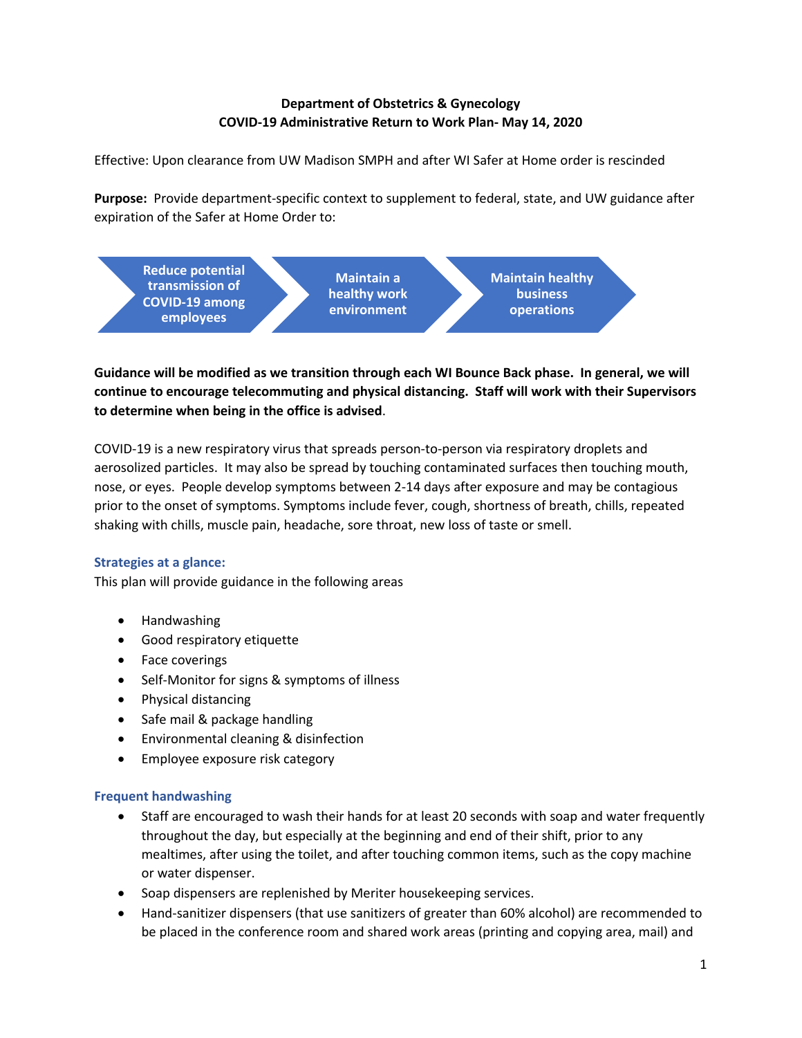**Department of Obstetrics & Gynecology**
**COVID-19 Administrative Return to Work Plan- May 14, 2020**

Effective: Upon clearance from UW Madison SMPH and after WI Safer at Home order is rescinded

**Purpose:** Provide department-specific context to supplement to federal, state, and UW guidance after expiration of the Safer at Home Order to:

Reduce potential transmission of COVID-19 among employees → Maintain a healthy work environment → Maintain healthy business operations

**Guidance will be modified as we transition through each WI Bounce Back phase. In general, we will continue to encourage telecommuting and physical distancing. Staff will work with their Supervisors to determine when being in the office is advised**.

COVID-19 is a new respiratory virus that spreads person-to-person via respiratory droplets and aerosolized particles. It may also be spread by touching contaminated surfaces then touching mouth, nose, or eyes. People develop symptoms between 2-14 days after exposure and may be contagious prior to the onset of symptoms. Symptoms include fever, cough, shortness of breath, chills, repeated shaking with chills, muscle pain, headache, sore throat, new loss of taste or smell.

### Strategies at a glance:

This plan will provide guidance in the following areas

- Handwashing
- Good respiratory etiquette
- Face coverings
- Self-Monitor for signs & symptoms of illness
- Physical distancing
- Safe mail & package handling
- Environmental cleaning & disinfection
- Employee exposure risk category

### Frequent handwashing

- Staff are encouraged to wash their hands for at least 20 seconds with soap and water frequently throughout the day, but especially at the beginning and end of their shift, prior to any mealtimes, after using the toilet, and after touching common items, such as the copy machine or water dispenser.
- Soap dispensers are replenished by Meriter housekeeping services.
- Hand-sanitizer dispensers (that use sanitizers of greater than 60% alcohol) are recommended to be placed in the conference room and shared work areas (printing and copying area, mail) and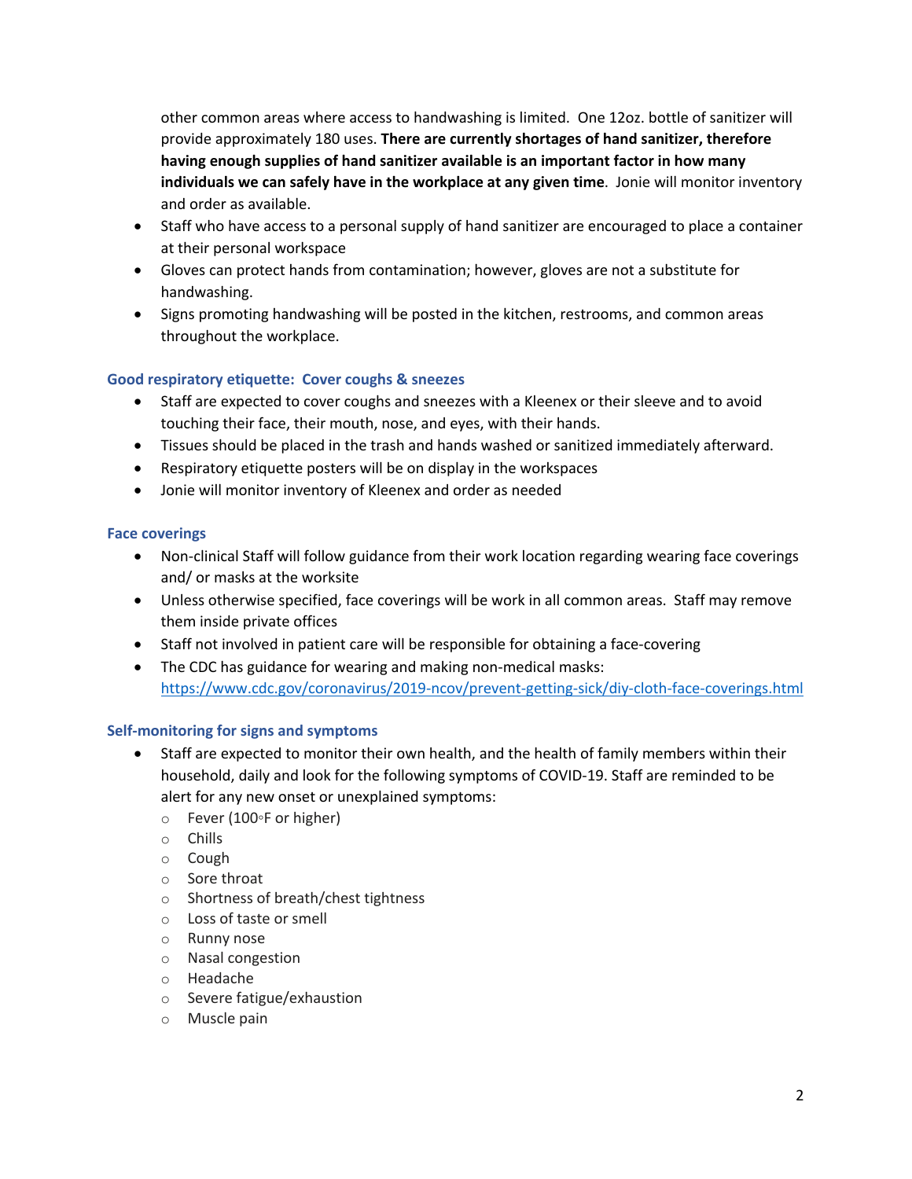other common areas where access to handwashing is limited. One 12oz. bottle of sanitizer will provide approximately 180 uses. **There are currently shortages of hand sanitizer, therefore having enough supplies of hand sanitizer available is an important factor in how many individuals we can safely have in the workplace at any given time**. Jonie will monitor inventory and order as available.

- Staff who have access to a personal supply of hand sanitizer are encouraged to place a container at their personal workspace
- Gloves can protect hands from contamination; however, gloves are not a substitute for handwashing.
- Signs promoting handwashing will be posted in the kitchen, restrooms, and common areas throughout the workplace.

### Good respiratory etiquette: Cover coughs & sneezes

- Staff are expected to cover coughs and sneezes with a Kleenex or their sleeve and to avoid touching their face, their mouth, nose, and eyes, with their hands.
- Tissues should be placed in the trash and hands washed or sanitized immediately afterward.
- Respiratory etiquette posters will be on display in the workspaces
- Jonie will monitor inventory of Kleenex and order as needed

### Face coverings

- Non-clinical Staff will follow guidance from their work location regarding wearing face coverings and/ or masks at the worksite
- Unless otherwise specified, face coverings will be work in all common areas. Staff may remove them inside private offices
- Staff not involved in patient care will be responsible for obtaining a face-covering
- The CDC has guidance for wearing and making non-medical masks: [https://www.cdc.gov/coronavirus/2019-ncov/prevent-getting-sick/diy-cloth-face-coverings.html](https://www.cdc.gov/coronavirus/2019-ncov/prevent-getting-sick/diy-cloth-face-coverings.html)

### Self-monitoring for signs and symptoms

- Staff are expected to monitor their own health, and the health of family members within their household, daily and look for the following symptoms of COVID-19. Staff are reminded to be alert for any new onset or unexplained symptoms:
  - Fever (100◦F or higher)
  - Chills
  - Cough
  - Sore throat
  - Shortness of breath/chest tightness
  - Loss of taste or smell
  - Runny nose
  - Nasal congestion
  - Headache
  - Severe fatigue/exhaustion
  - Muscle pain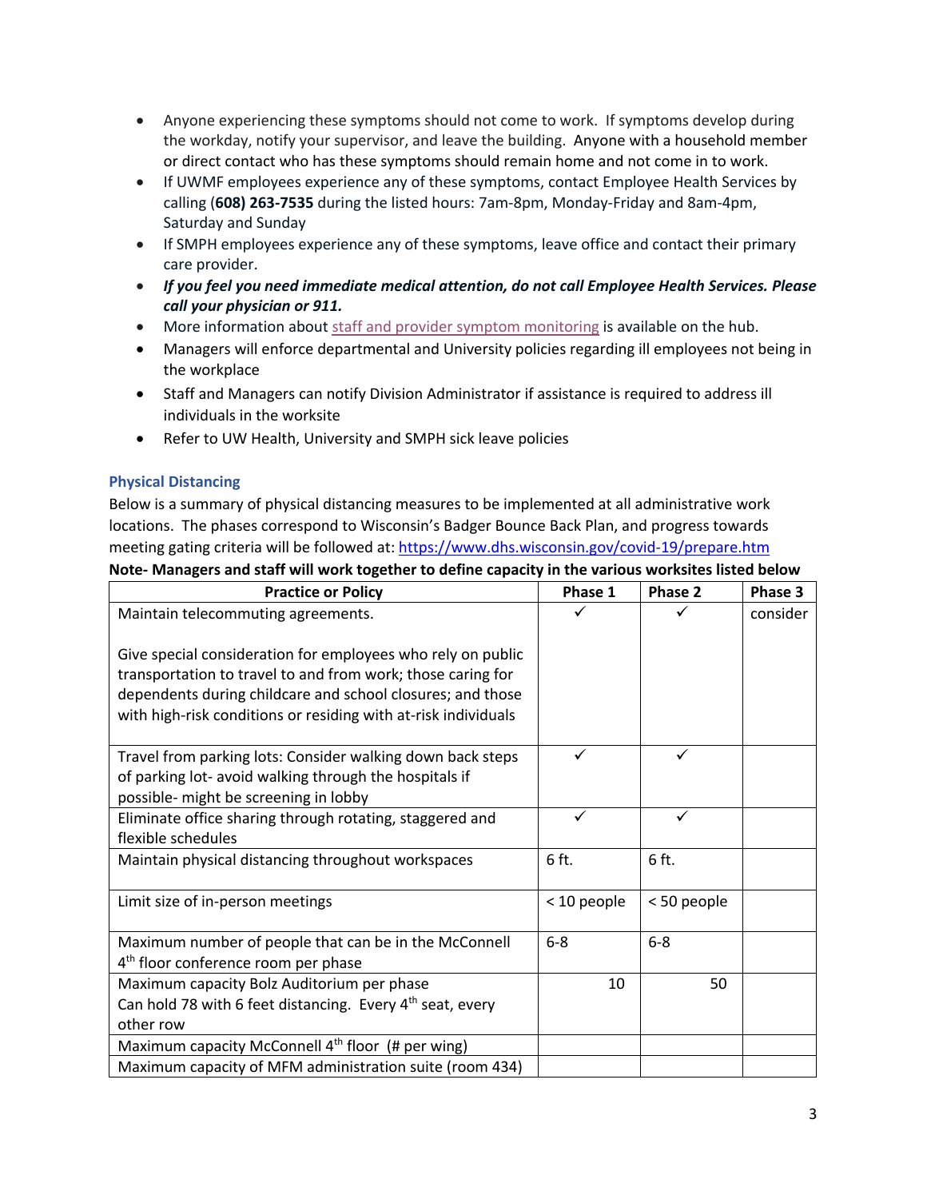- Anyone experiencing these symptoms should not come to work. If symptoms develop during the workday, notify your supervisor, and leave the building. Anyone with a household member or direct contact who has these symptoms should remain home and not come in to work.
- If UWMF employees experience any of these symptoms, contact Employee Health Services by calling **(608) 263-7535** during the listed hours: 7am-8pm, Monday-Friday and 8am-4pm, Saturday and Sunday
- If SMPH employees experience any of these symptoms, leave office and contact their primary care provider.
- ***If you feel you need immediate medical attention, do not call Employee Health Services. Please call your physician or 911.***
- More information about staff and provider symptom monitoring is available on the hub.
- Managers will enforce departmental and University policies regarding ill employees not being in the workplace
- Staff and Managers can notify Division Administrator if assistance is required to address ill individuals in the worksite
- Refer to UW Health, University and SMPH sick leave policies

### Physical Distancing

Below is a summary of physical distancing measures to be implemented at all administrative work locations. The phases correspond to Wisconsin's Badger Bounce Back Plan, and progress towards meeting gating criteria will be followed at: https://www.dhs.wisconsin.gov/covid-19/prepare.htm

**Note- Managers and staff will work together to define capacity in the various worksites listed below**

| Practice or Policy | Phase 1 | Phase 2 | Phase 3 |
|---|---|---|---|
| Maintain telecommuting agreements.<br><br>Give special consideration for employees who rely on public transportation to travel to and from work; those caring for dependents during childcare and school closures; and those with high-risk conditions or residing with at-risk individuals | ✓ | ✓ | consider |
| Travel from parking lots: Consider walking down back steps of parking lot- avoid walking through the hospitals if possible- might be screening in lobby | ✓ | ✓ | |
| Eliminate office sharing through rotating, staggered and flexible schedules | ✓ | ✓ | |
| Maintain physical distancing throughout workspaces | 6 ft. | 6 ft. | |
| Limit size of in-person meetings | < 10 people | < 50 people | |
| Maximum number of people that can be in the McConnell 4th floor conference room per phase | 6-8 | 6-8 | |
| Maximum capacity Bolz Auditorium per phase<br>Can hold 78 with 6 feet distancing. Every 4th seat, every other row | 10 | 50 | |
| Maximum capacity McConnell 4th floor (# per wing) | | | |
| Maximum capacity of MFM administration suite (room 434) | | | |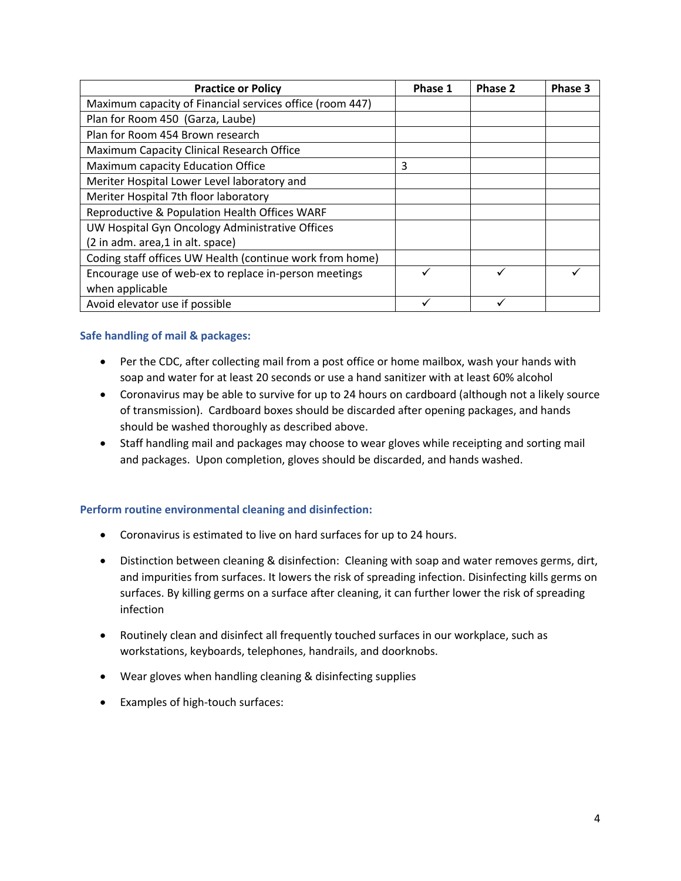| Practice or Policy | Phase 1 | Phase 2 | Phase 3 |
| --- | --- | --- | --- |
| Maximum capacity of Financial services office (room 447) | | | |
| Plan for Room 450 (Garza, Laube) | | | |
| Plan for Room 454 Brown research | | | |
| Maximum Capacity Clinical Research Office | | | |
| Maximum capacity Education Office | 3 | | |
| Meriter Hospital Lower Level laboratory and | | | |
| Meriter Hospital 7th floor laboratory | | | |
| Reproductive & Population Health Offices WARF | | | |
| UW Hospital Gyn Oncology Administrative Offices (2 in adm. area,1 in alt. space) | | | |
| Coding staff offices UW Health (continue work from home) | | | |
| Encourage use of web-ex to replace in-person meetings when applicable | ✓ | ✓ | ✓ |
| Avoid elevator use if possible | ✓ | ✓ | |

### Safe handling of mail & packages:

- Per the CDC, after collecting mail from a post office or home mailbox, wash your hands with soap and water for at least 20 seconds or use a hand sanitizer with at least 60% alcohol
- Coronavirus may be able to survive for up to 24 hours on cardboard (although not a likely source of transmission). Cardboard boxes should be discarded after opening packages, and hands should be washed thoroughly as described above.
- Staff handling mail and packages may choose to wear gloves while receipting and sorting mail and packages. Upon completion, gloves should be discarded, and hands washed.

### Perform routine environmental cleaning and disinfection:

- Coronavirus is estimated to live on hard surfaces for up to 24 hours.
- Distinction between cleaning & disinfection: Cleaning with soap and water removes germs, dirt, and impurities from surfaces. It lowers the risk of spreading infection. Disinfecting kills germs on surfaces. By killing germs on a surface after cleaning, it can further lower the risk of spreading infection
- Routinely clean and disinfect all frequently touched surfaces in our workplace, such as workstations, keyboards, telephones, handrails, and doorknobs.
- Wear gloves when handling cleaning & disinfecting supplies
- Examples of high-touch surfaces: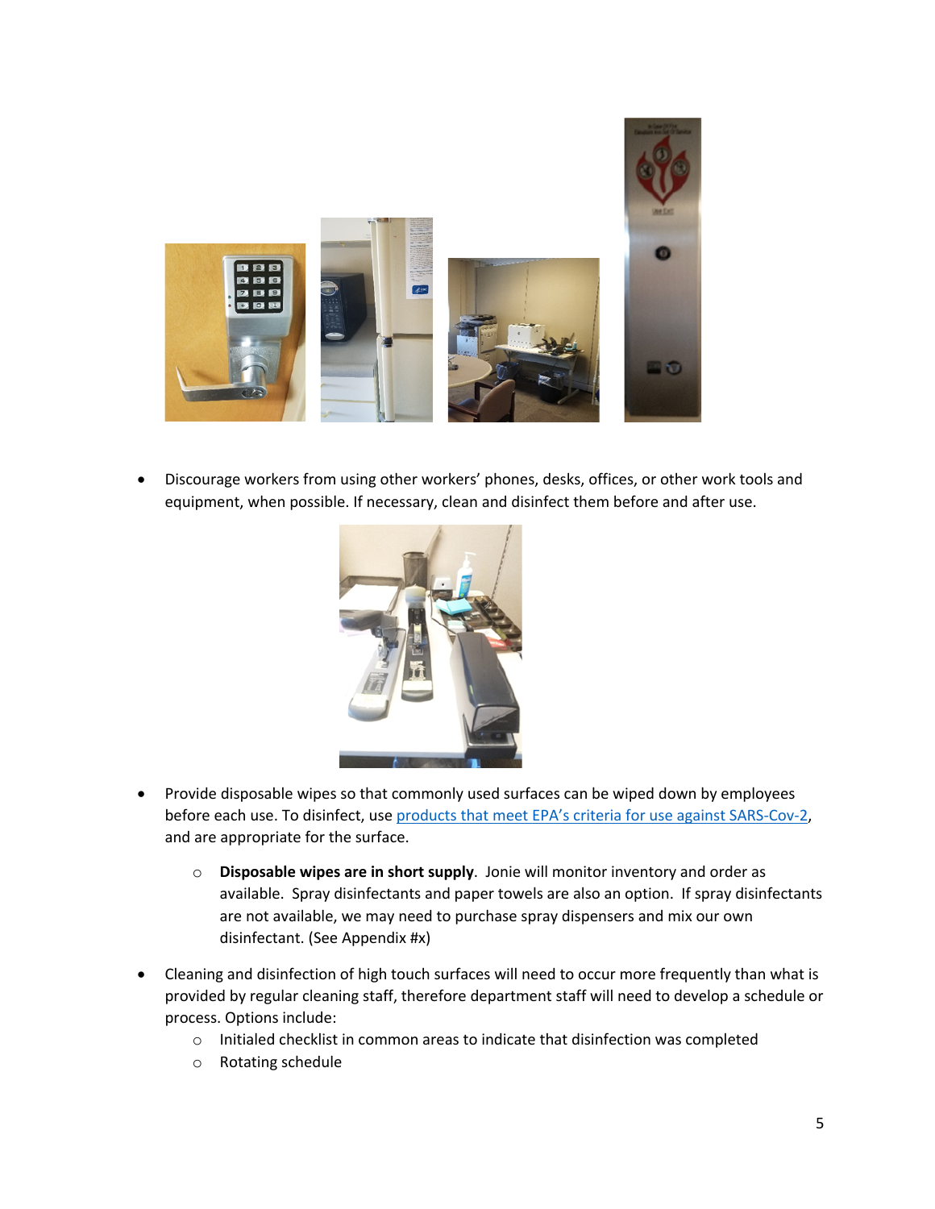- Discourage workers from using other workers' phones, desks, offices, or other work tools and equipment, when possible. If necessary, clean and disinfect them before and after use.

- Provide disposable wipes so that commonly used surfaces can be wiped down by employees before each use. To disinfect, use [products that meet EPA's criteria for use against SARS-Cov-2](), and are appropriate for the surface.
  - **Disposable wipes are in short supply**. Jonie will monitor inventory and order as available. Spray disinfectants and paper towels are also an option. If spray disinfectants are not available, we may need to purchase spray dispensers and mix our own disinfectant. (See Appendix #x)

- Cleaning and disinfection of high touch surfaces will need to occur more frequently than what is provided by regular cleaning staff, therefore department staff will need to develop a schedule or process. Options include:
  - Initialed checklist in common areas to indicate that disinfection was completed
  - Rotating schedule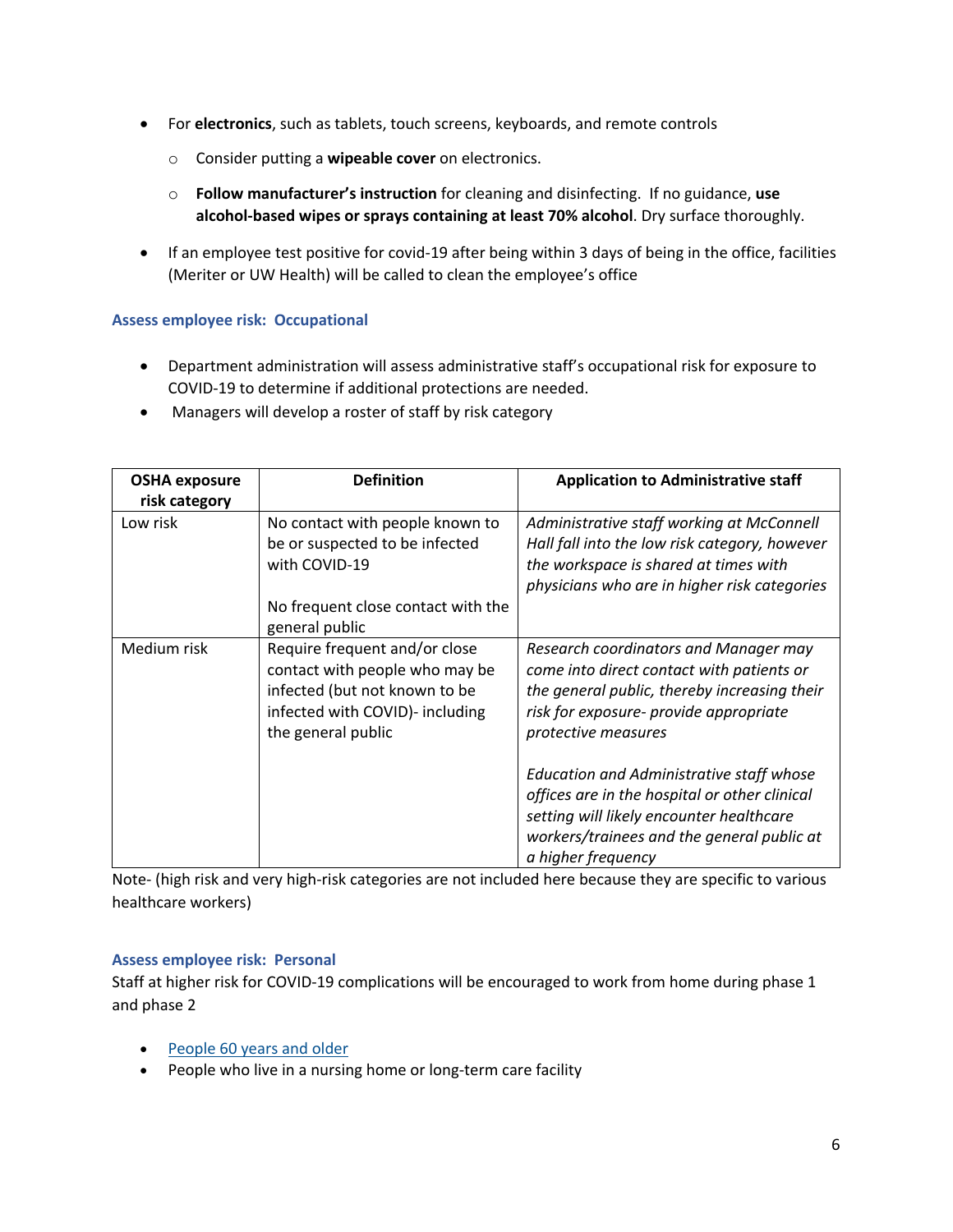- For **electronics**, such as tablets, touch screens, keyboards, and remote controls
  - Consider putting a **wipeable cover** on electronics.
  - **Follow manufacturer's instruction** for cleaning and disinfecting. If no guidance, **use alcohol-based wipes or sprays containing at least 70% alcohol**. Dry surface thoroughly.
- If an employee test positive for covid-19 after being within 3 days of being in the office, facilities (Meriter or UW Health) will be called to clean the employee's office

### Assess employee risk: Occupational

- Department administration will assess administrative staff's occupational risk for exposure to COVID-19 to determine if additional protections are needed.
- Managers will develop a roster of staff by risk category

| OSHA exposure risk category | Definition | Application to Administrative staff |
|---|---|---|
| Low risk | No contact with people known to be or suspected to be infected with COVID-19<br><br>No frequent close contact with the general public | *Administrative staff working at McConnell Hall fall into the low risk category, however the workspace is shared at times with physicians who are in higher risk categories* |
| Medium risk | Require frequent and/or close contact with people who may be infected (but not known to be infected with COVID)- including the general public | *Research coordinators and Manager may come into direct contact with patients or the general public, thereby increasing their risk for exposure- provide appropriate protective measures*<br><br>*Education and Administrative staff whose offices are in the hospital or other clinical setting will likely encounter healthcare workers/trainees and the general public at a higher frequency* |

Note- (high risk and very high-risk categories are not included here because they are specific to various healthcare workers)

### Assess employee risk: Personal

Staff at higher risk for COVID-19 complications will be encouraged to work from home during phase 1 and phase 2

- People 60 years and older
- People who live in a nursing home or long-term care facility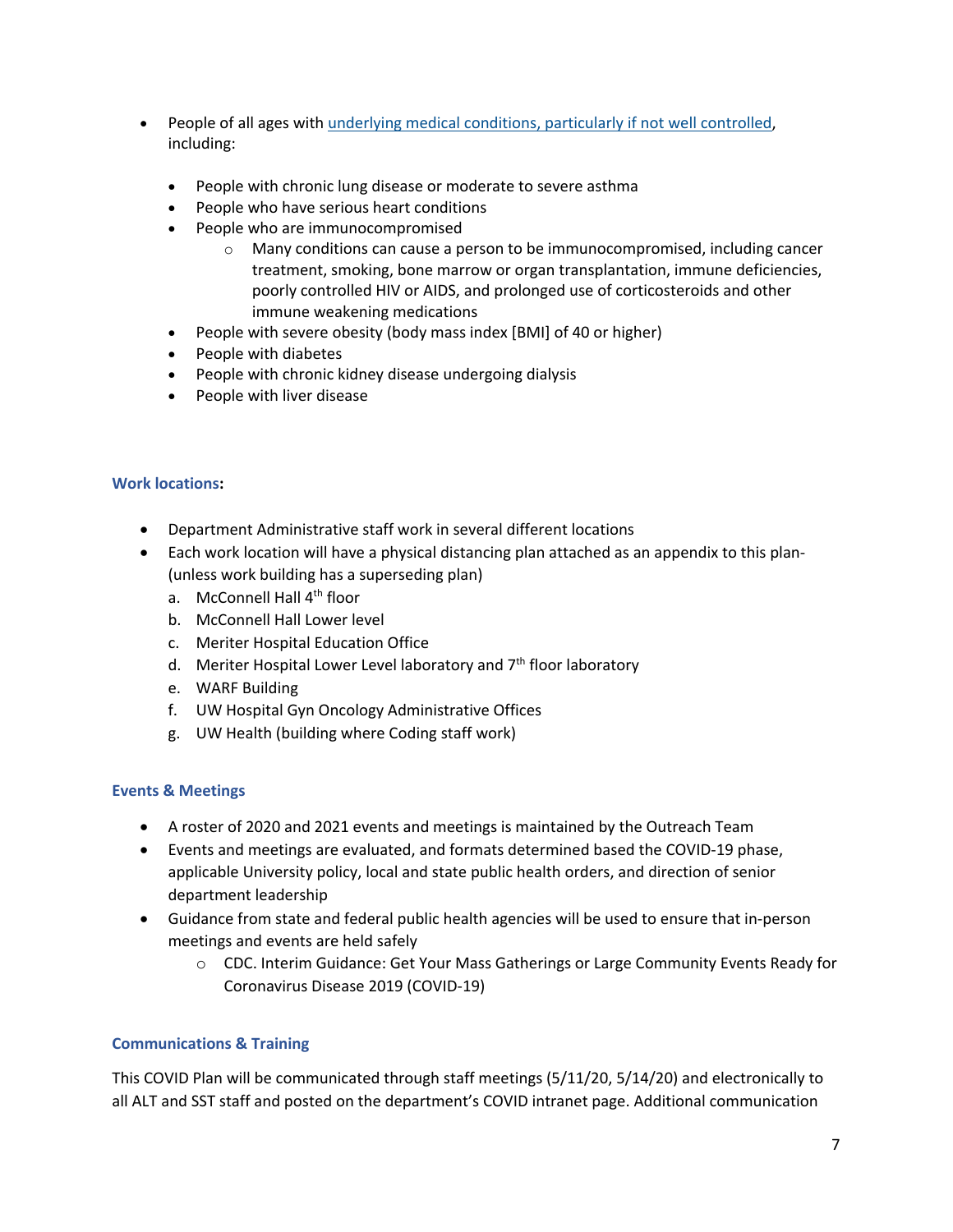- People of all ages with [underlying medical conditions, particularly if not well controlled](), including:
  - People with chronic lung disease or moderate to severe asthma
  - People who have serious heart conditions
  - People who are immunocompromised
    - Many conditions can cause a person to be immunocompromised, including cancer treatment, smoking, bone marrow or organ transplantation, immune deficiencies, poorly controlled HIV or AIDS, and prolonged use of corticosteroids and other immune weakening medications
  - People with severe obesity (body mass index [BMI] of 40 or higher)
  - People with diabetes
  - People with chronic kidney disease undergoing dialysis
  - People with liver disease

### Work locations:

- Department Administrative staff work in several different locations
- Each work location will have a physical distancing plan attached as an appendix to this plan- (unless work building has a superseding plan)
  a. McConnell Hall 4th floor
  b. McConnell Hall Lower level
  c. Meriter Hospital Education Office
  d. Meriter Hospital Lower Level laboratory and 7th floor laboratory
  e. WARF Building
  f. UW Hospital Gyn Oncology Administrative Offices
  g. UW Health (building where Coding staff work)

### Events & Meetings

- A roster of 2020 and 2021 events and meetings is maintained by the Outreach Team
- Events and meetings are evaluated, and formats determined based the COVID-19 phase, applicable University policy, local and state public health orders, and direction of senior department leadership
- Guidance from state and federal public health agencies will be used to ensure that in-person meetings and events are held safely
  - CDC. Interim Guidance: Get Your Mass Gatherings or Large Community Events Ready for Coronavirus Disease 2019 (COVID-19)

### Communications & Training

This COVID Plan will be communicated through staff meetings (5/11/20, 5/14/20) and electronically to all ALT and SST staff and posted on the department's COVID intranet page. Additional communication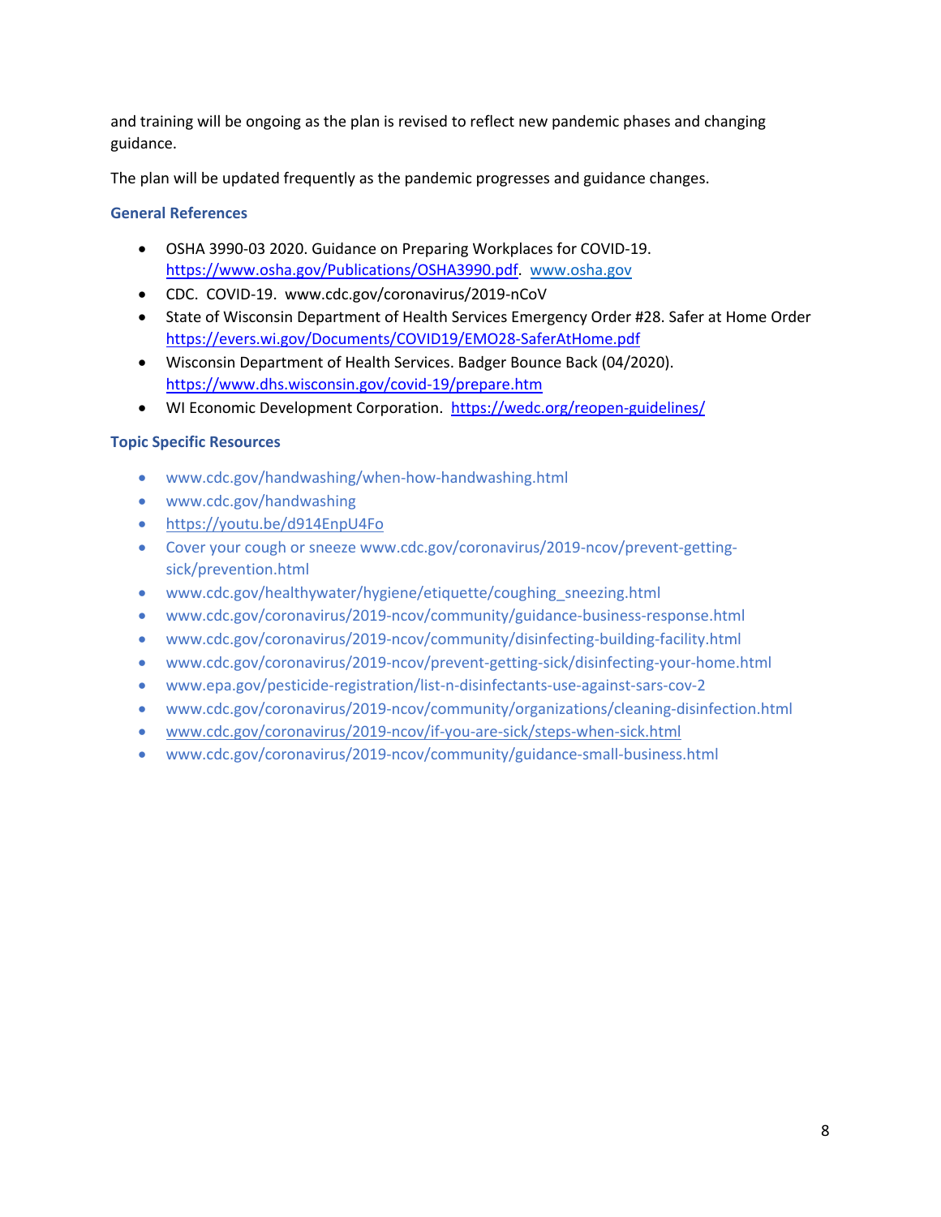and training will be ongoing as the plan is revised to reflect new pandemic phases and changing guidance.

The plan will be updated frequently as the pandemic progresses and guidance changes.

### General References

- OSHA 3990-03 2020. Guidance on Preparing Workplaces for COVID-19. https://www.osha.gov/Publications/OSHA3990.pdf. www.osha.gov
- CDC. COVID-19. www.cdc.gov/coronavirus/2019-nCoV
- State of Wisconsin Department of Health Services Emergency Order #28. Safer at Home Order https://evers.wi.gov/Documents/COVID19/EMO28-SaferAtHome.pdf
- Wisconsin Department of Health Services. Badger Bounce Back (04/2020). https://www.dhs.wisconsin.gov/covid-19/prepare.htm
- WI Economic Development Corporation. https://wedc.org/reopen-guidelines/

### Topic Specific Resources

- www.cdc.gov/handwashing/when-how-handwashing.html
- www.cdc.gov/handwashing
- https://youtu.be/d914EnpU4Fo
- Cover your cough or sneeze www.cdc.gov/coronavirus/2019-ncov/prevent-getting-sick/prevention.html
- www.cdc.gov/healthywater/hygiene/etiquette/coughing_sneezing.html
- www.cdc.gov/coronavirus/2019-ncov/community/guidance-business-response.html
- www.cdc.gov/coronavirus/2019-ncov/community/disinfecting-building-facility.html
- www.cdc.gov/coronavirus/2019-ncov/prevent-getting-sick/disinfecting-your-home.html
- www.epa.gov/pesticide-registration/list-n-disinfectants-use-against-sars-cov-2
- www.cdc.gov/coronavirus/2019-ncov/community/organizations/cleaning-disinfection.html
- www.cdc.gov/coronavirus/2019-ncov/if-you-are-sick/steps-when-sick.html
- www.cdc.gov/coronavirus/2019-ncov/community/guidance-small-business.html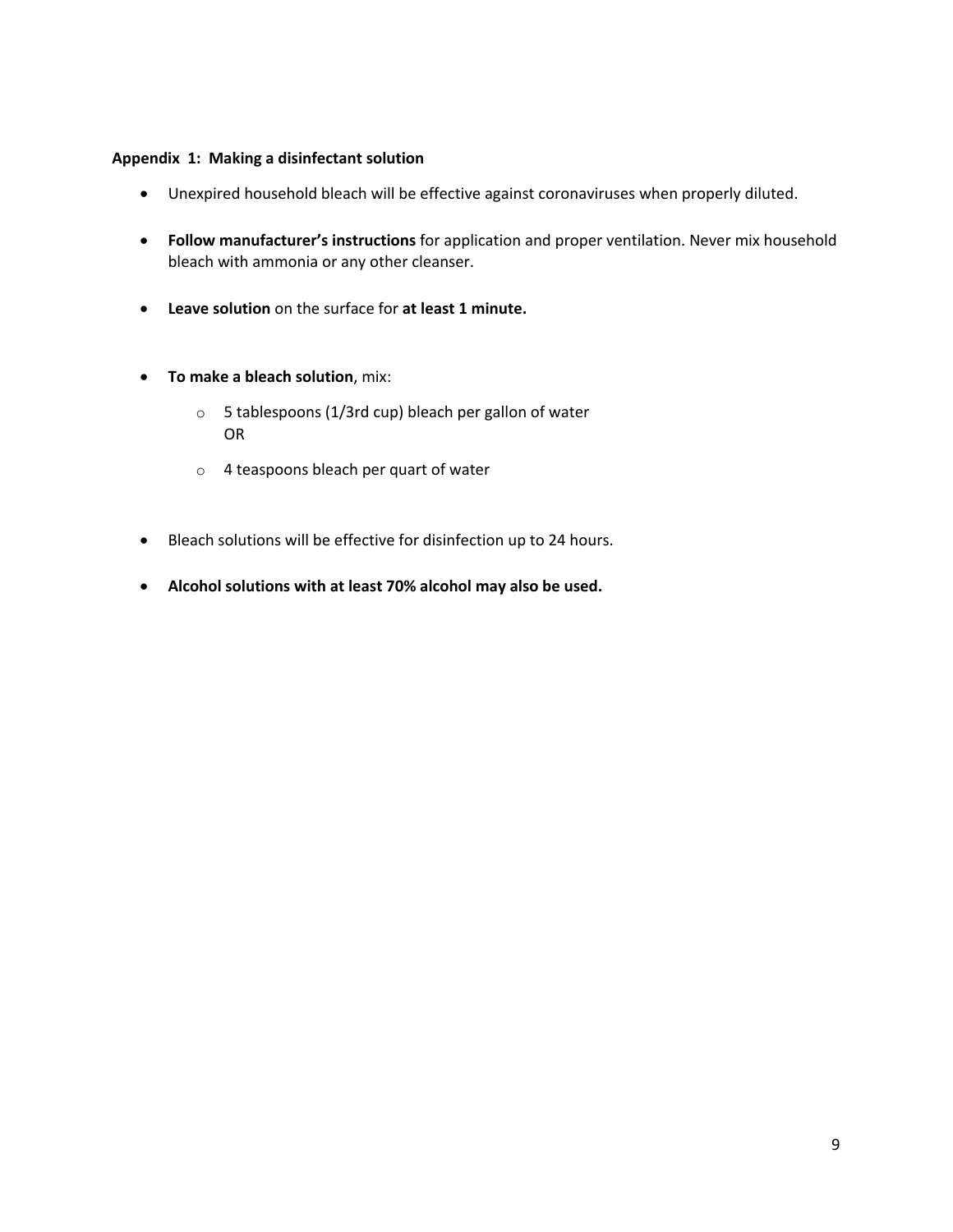**Appendix 1: Making a disinfectant solution**

- Unexpired household bleach will be effective against coronaviruses when properly diluted.
- **Follow manufacturer's instructions** for application and proper ventilation. Never mix household bleach with ammonia or any other cleanser.
- **Leave solution** on the surface for **at least 1 minute.**
- **To make a bleach solution**, mix:
  - 5 tablespoons (1/3rd cup) bleach per gallon of water
    OR
  - 4 teaspoons bleach per quart of water
- Bleach solutions will be effective for disinfection up to 24 hours.
- **Alcohol solutions with at least 70% alcohol may also be used.**